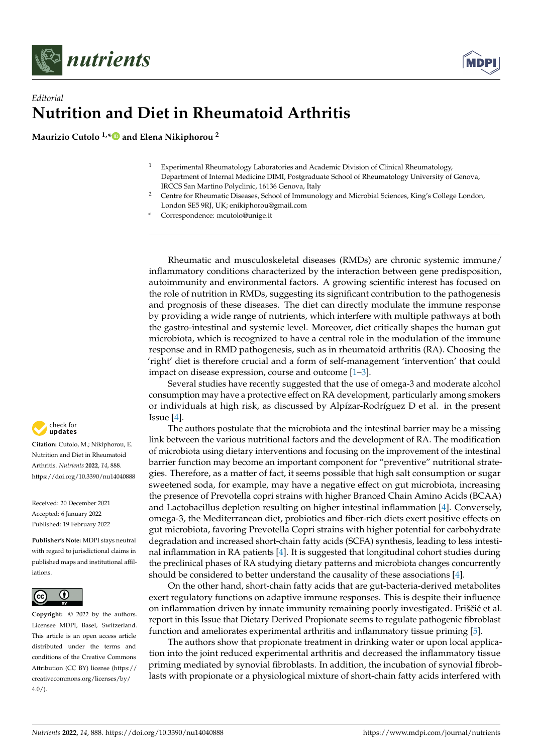*Editorial*

# Nutrition and Diet in Rheumatoid Arthritis

**Maurizio Cutolo [1,*] and Elena Nikiphorou [2]**

[1] Experimental Rheumatology Laboratories and Academic Division of Clinical Rheumatology, Department of Internal Medicine DIMI, Postgraduate School of Rheumatology University of Genova, IRCCS San Martino Polyclinic, 16136 Genova, Italy

[2] Centre for Rheumatic Diseases, School of Immunology and Microbial Sciences, King's College London, London SE5 9RJ, UK; enikiphorou@gmail.com

* Correspondence: mcutolo@unige.it

**Citation:** Cutolo, M.; Nikiphorou, E. Nutrition and Diet in Rheumatoid Arthritis. *Nutrients* **2022**, *14*, 888. https://doi.org/10.3390/nu14040888

Received: 20 December 2021
Accepted: 6 January 2022
Published: 19 February 2022

**Publisher's Note:** MDPI stays neutral with regard to jurisdictional claims in published maps and institutional affiliations.

**Copyright:** © 2022 by the authors. Licensee MDPI, Basel, Switzerland. This article is an open access article distributed under the terms and conditions of the Creative Commons Attribution (CC BY) license (https://creativecommons.org/licenses/by/4.0/).

Rheumatic and musculoskeletal diseases (RMDs) are chronic systemic immune/inflammatory conditions characterized by the interaction between gene predisposition, autoimmunity and environmental factors. A growing scientific interest has focused on the role of nutrition in RMDs, suggesting its significant contribution to the pathogenesis and prognosis of these diseases. The diet can directly modulate the immune response by providing a wide range of nutrients, which interfere with multiple pathways at both the gastro-intestinal and systemic level. Moreover, diet critically shapes the human gut microbiota, which is recognized to have a central role in the modulation of the immune response and in RMD pathogenesis, such as in rheumatoid arthritis (RA). Choosing the 'right' diet is therefore crucial and a form of self-management 'intervention' that could impact on disease expression, course and outcome [1–3].

Several studies have recently suggested that the use of omega-3 and moderate alcohol consumption may have a protective effect on RA development, particularly among smokers or individuals at high risk, as discussed by Alpízar-Rodríguez D et al. in the present Issue [4].

The authors postulate that the microbiota and the intestinal barrier may be a missing link between the various nutritional factors and the development of RA. The modification of microbiota using dietary interventions and focusing on the improvement of the intestinal barrier function may become an important component for "preventive" nutritional strategies. Therefore, as a matter of fact, it seems possible that high salt consumption or sugar sweetened soda, for example, may have a negative effect on gut microbiota, increasing the presence of Prevotella copri strains with higher Branced Chain Amino Acids (BCAA) and Lactobacillus depletion resulting on higher intestinal inflammation [4]. Conversely, omega-3, the Mediterranean diet, probiotics and fiber-rich diets exert positive effects on gut microbiota, favoring Prevotella Copri strains with higher potential for carbohydrate degradation and increased short-chain fatty acids (SCFA) synthesis, leading to less intestinal inflammation in RA patients [4]. It is suggested that longitudinal cohort studies during the preclinical phases of RA studying dietary patterns and microbiota changes concurrently should be considered to better understand the causality of these associations [4].

On the other hand, short-chain fatty acids that are gut-bacteria-derived metabolites exert regulatory functions on adaptive immune responses. This is despite their influence on inflammation driven by innate immunity remaining poorly investigated. Friščić et al. report in this Issue that Dietary Derived Propionate seems to regulate pathogenic fibroblast function and ameliorates experimental arthritis and inflammatory tissue priming [5].

The authors show that propionate treatment in drinking water or upon local application into the joint reduced experimental arthritis and decreased the inflammatory tissue priming mediated by synovial fibroblasts. In addition, the incubation of synovial fibroblasts with propionate or a physiological mixture of short-chain fatty acids interfered with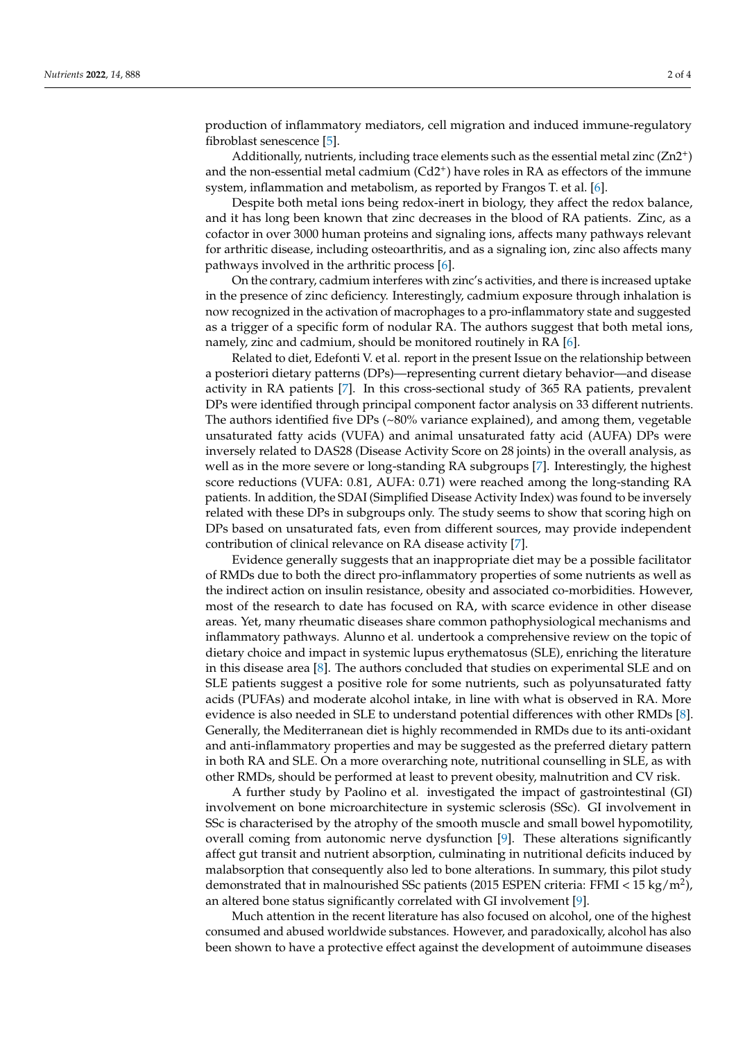production of inflammatory mediators, cell migration and induced immune-regulatory fibroblast senescence [5].

Additionally, nutrients, including trace elements such as the essential metal zinc ($Zn2^{+}$) and the non-essential metal cadmium ($Cd2^{+}$) have roles in RA as effectors of the immune system, inflammation and metabolism, as reported by Frangos T. et al. [6].

Despite both metal ions being redox-inert in biology, they affect the redox balance, and it has long been known that zinc decreases in the blood of RA patients. Zinc, as a cofactor in over 3000 human proteins and signaling ions, affects many pathways relevant for arthritic disease, including osteoarthritis, and as a signaling ion, zinc also affects many pathways involved in the arthritic process [6].

On the contrary, cadmium interferes with zinc's activities, and there is increased uptake in the presence of zinc deficiency. Interestingly, cadmium exposure through inhalation is now recognized in the activation of macrophages to a pro-inflammatory state and suggested as a trigger of a specific form of nodular RA. The authors suggest that both metal ions, namely, zinc and cadmium, should be monitored routinely in RA [6].

Related to diet, Edefonti V. et al. report in the present Issue on the relationship between a posteriori dietary patterns (DPs)—representing current dietary behavior—and disease activity in RA patients [7]. In this cross-sectional study of 365 RA patients, prevalent DPs were identified through principal component factor analysis on 33 different nutrients. The authors identified five DPs (~80% variance explained), and among them, vegetable unsaturated fatty acids (VUFA) and animal unsaturated fatty acid (AUFA) DPs were inversely related to DAS28 (Disease Activity Score on 28 joints) in the overall analysis, as well as in the more severe or long-standing RA subgroups [7]. Interestingly, the highest score reductions (VUFA: 0.81, AUFA: 0.71) were reached among the long-standing RA patients. In addition, the SDAI (Simplified Disease Activity Index) was found to be inversely related with these DPs in subgroups only. The study seems to show that scoring high on DPs based on unsaturated fats, even from different sources, may provide independent contribution of clinical relevance on RA disease activity [7].

Evidence generally suggests that an inappropriate diet may be a possible facilitator of RMDs due to both the direct pro-inflammatory properties of some nutrients as well as the indirect action on insulin resistance, obesity and associated co-morbidities. However, most of the research to date has focused on RA, with scarce evidence in other disease areas. Yet, many rheumatic diseases share common pathophysiological mechanisms and inflammatory pathways. Alunno et al. undertook a comprehensive review on the topic of dietary choice and impact in systemic lupus erythematosus (SLE), enriching the literature in this disease area [8]. The authors concluded that studies on experimental SLE and on SLE patients suggest a positive role for some nutrients, such as polyunsaturated fatty acids (PUFAs) and moderate alcohol intake, in line with what is observed in RA. More evidence is also needed in SLE to understand potential differences with other RMDs [8]. Generally, the Mediterranean diet is highly recommended in RMDs due to its anti-oxidant and anti-inflammatory properties and may be suggested as the preferred dietary pattern in both RA and SLE. On a more overarching note, nutritional counselling in SLE, as with other RMDs, should be performed at least to prevent obesity, malnutrition and CV risk.

A further study by Paolino et al. investigated the impact of gastrointestinal (GI) involvement on bone microarchitecture in systemic sclerosis (SSc). GI involvement in SSc is characterised by the atrophy of the smooth muscle and small bowel hypomotility, overall coming from autonomic nerve dysfunction [9]. These alterations significantly affect gut transit and nutrient absorption, culminating in nutritional deficits induced by malabsorption that consequently also led to bone alterations. In summary, this pilot study demonstrated that in malnourished SSc patients (2015 ESPEN criteria: FFMI < 15 $kg/m^2$), an altered bone status significantly correlated with GI involvement [9].

Much attention in the recent literature has also focused on alcohol, one of the highest consumed and abused worldwide substances. However, and paradoxically, alcohol has also been shown to have a protective effect against the development of autoimmune diseases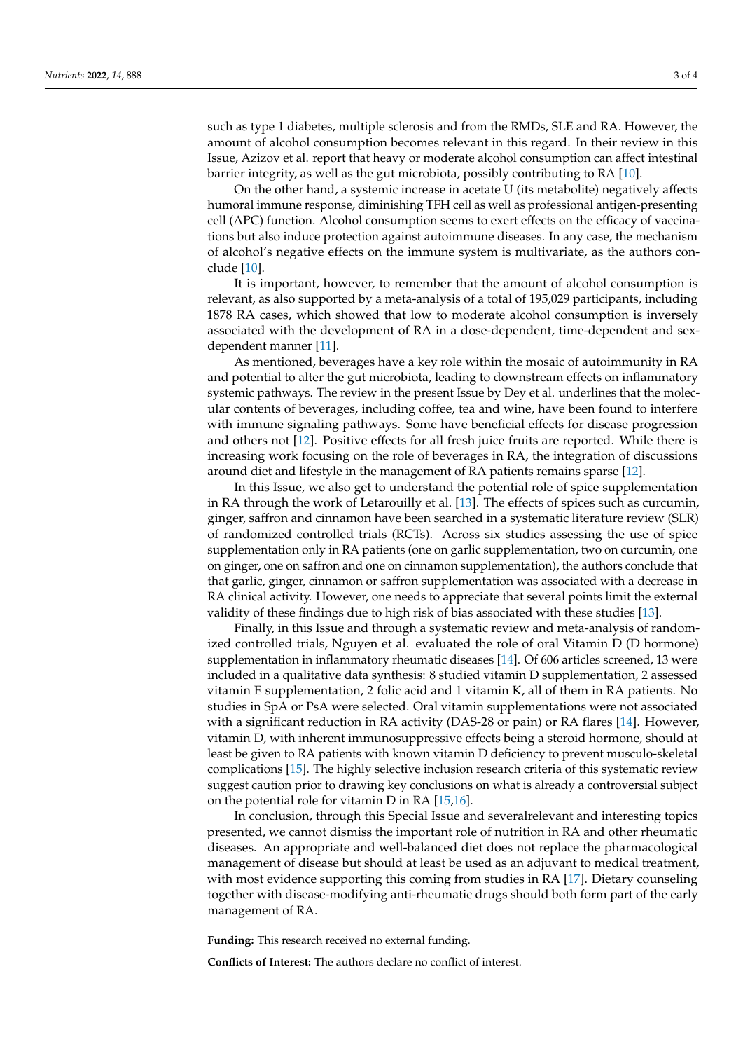such as type 1 diabetes, multiple sclerosis and from the RMDs, SLE and RA. However, the amount of alcohol consumption becomes relevant in this regard. In their review in this Issue, Azizov et al. report that heavy or moderate alcohol consumption can affect intestinal barrier integrity, as well as the gut microbiota, possibly contributing to RA [10].

On the other hand, a systemic increase in acetate U (its metabolite) negatively affects humoral immune response, diminishing TFH cell as well as professional antigen-presenting cell (APC) function. Alcohol consumption seems to exert effects on the efficacy of vaccinations but also induce protection against autoimmune diseases. In any case, the mechanism of alcohol's negative effects on the immune system is multivariate, as the authors conclude [10].

It is important, however, to remember that the amount of alcohol consumption is relevant, as also supported by a meta-analysis of a total of 195,029 participants, including 1878 RA cases, which showed that low to moderate alcohol consumption is inversely associated with the development of RA in a dose-dependent, time-dependent and sex-dependent manner [11].

As mentioned, beverages have a key role within the mosaic of autoimmunity in RA and potential to alter the gut microbiota, leading to downstream effects on inflammatory systemic pathways. The review in the present Issue by Dey et al. underlines that the molecular contents of beverages, including coffee, tea and wine, have been found to interfere with immune signaling pathways. Some have beneficial effects for disease progression and others not [12]. Positive effects for all fresh juice fruits are reported. While there is increasing work focusing on the role of beverages in RA, the integration of discussions around diet and lifestyle in the management of RA patients remains sparse [12].

In this Issue, we also get to understand the potential role of spice supplementation in RA through the work of Letarouilly et al. [13]. The effects of spices such as curcumin, ginger, saffron and cinnamon have been searched in a systematic literature review (SLR) of randomized controlled trials (RCTs). Across six studies assessing the use of spice supplementation only in RA patients (one on garlic supplementation, two on curcumin, one on ginger, one on saffron and one on cinnamon supplementation), the authors conclude that that garlic, ginger, cinnamon or saffron supplementation was associated with a decrease in RA clinical activity. However, one needs to appreciate that several points limit the external validity of these findings due to high risk of bias associated with these studies [13].

Finally, in this Issue and through a systematic review and meta-analysis of randomized controlled trials, Nguyen et al. evaluated the role of oral Vitamin D (D hormone) supplementation in inflammatory rheumatic diseases [14]. Of 606 articles screened, 13 were included in a qualitative data synthesis: 8 studied vitamin D supplementation, 2 assessed vitamin E supplementation, 2 folic acid and 1 vitamin K, all of them in RA patients. No studies in SpA or PsA were selected. Oral vitamin supplementations were not associated with a significant reduction in RA activity (DAS-28 or pain) or RA flares [14]. However, vitamin D, with inherent immunosuppressive effects being a steroid hormone, should at least be given to RA patients with known vitamin D deficiency to prevent musculo-skeletal complications [15]. The highly selective inclusion research criteria of this systematic review suggest caution prior to drawing key conclusions on what is already a controversial subject on the potential role for vitamin D in RA [15,16].

In conclusion, through this Special Issue and severalrelevant and interesting topics presented, we cannot dismiss the important role of nutrition in RA and other rheumatic diseases. An appropriate and well-balanced diet does not replace the pharmacological management of disease but should at least be used as an adjuvant to medical treatment, with most evidence supporting this coming from studies in RA [17]. Dietary counseling together with disease-modifying anti-rheumatic drugs should both form part of the early management of RA.

**Funding:** This research received no external funding.

**Conflicts of Interest:** The authors declare no conflict of interest.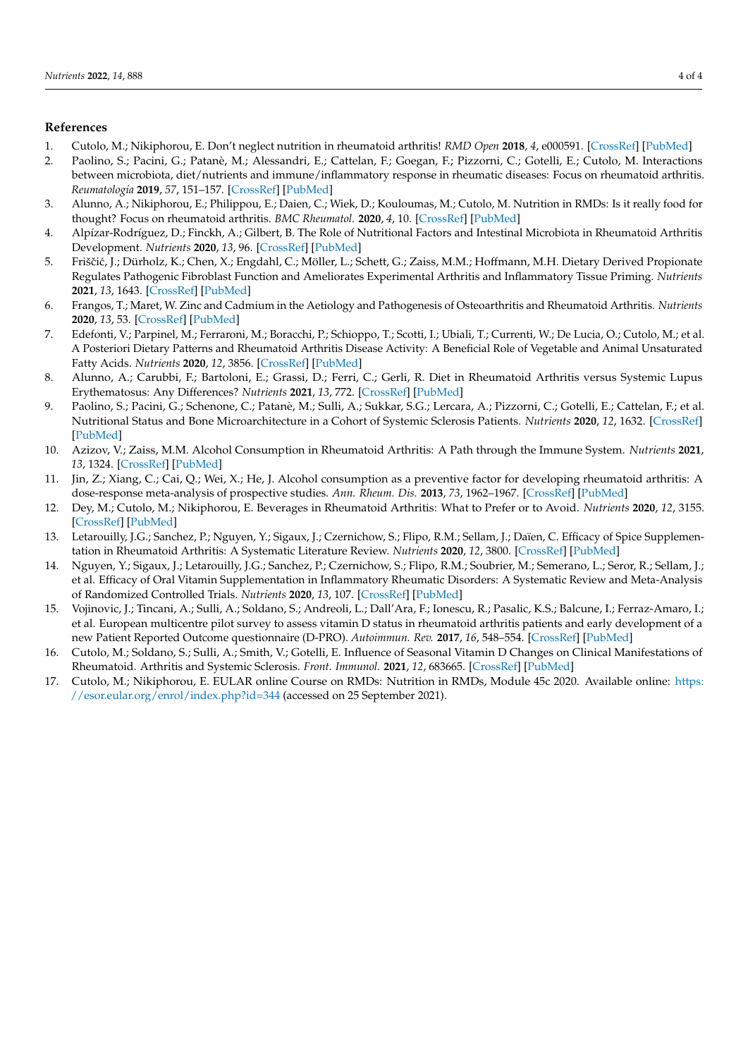## References

1. Cutolo, M.; Nikiphorou, E. Don't neglect nutrition in rheumatoid arthritis! *RMD Open* **2018**, *4*, e000591. [CrossRef] [PubMed]
2. Paolino, S.; Pacini, G.; Patanè, M.; Alessandri, E.; Cattelan, F.; Goegan, F.; Pizzorni, C.; Gotelli, E.; Cutolo, M. Interactions between microbiota, diet/nutrients and immune/inflammatory response in rheumatic diseases: Focus on rheumatoid arthritis. *Reumatologia* **2019**, *57*, 151–157. [CrossRef] [PubMed]
3. Alunno, A.; Nikiphorou, E.; Philippou, E.; Daien, C.; Wiek, D.; Kouloumas, M.; Cutolo, M. Nutrition in RMDs: Is it really food for thought? Focus on rheumatoid arthritis. *BMC Rheumatol.* **2020**, *4*, 10. [CrossRef] [PubMed]
4. Alpízar-Rodríguez, D.; Finckh, A.; Gilbert, B. The Role of Nutritional Factors and Intestinal Microbiota in Rheumatoid Arthritis Development. *Nutrients* **2020**, *13*, 96. [CrossRef] [PubMed]
5. Friščić, J.; Dürholz, K.; Chen, X.; Engdahl, C.; Möller, L.; Schett, G.; Zaiss, M.M.; Hoffmann, M.H. Dietary Derived Propionate Regulates Pathogenic Fibroblast Function and Ameliorates Experimental Arthritis and Inflammatory Tissue Priming. *Nutrients* **2021**, *13*, 1643. [CrossRef] [PubMed]
6. Frangos, T.; Maret, W. Zinc and Cadmium in the Aetiology and Pathogenesis of Osteoarthritis and Rheumatoid Arthritis. *Nutrients* **2020**, *13*, 53. [CrossRef] [PubMed]
7. Edefonti, V.; Parpinel, M.; Ferraroni, M.; Boracchi, P.; Schioppo, T.; Scotti, I.; Ubiali, T.; Currenti, W.; De Lucia, O.; Cutolo, M.; et al. A Posteriori Dietary Patterns and Rheumatoid Arthritis Disease Activity: A Beneficial Role of Vegetable and Animal Unsaturated Fatty Acids. *Nutrients* **2020**, *12*, 3856. [CrossRef] [PubMed]
8. Alunno, A.; Carubbi, F.; Bartoloni, E.; Grassi, D.; Ferri, C.; Gerli, R. Diet in Rheumatoid Arthritis versus Systemic Lupus Erythematosus: Any Differences? *Nutrients* **2021**, *13*, 772. [CrossRef] [PubMed]
9. Paolino, S.; Pacini, G.; Schenone, C.; Patanè, M.; Sulli, A.; Sukkar, S.G.; Lercara, A.; Pizzorni, C.; Gotelli, E.; Cattelan, F.; et al. Nutritional Status and Bone Microarchitecture in a Cohort of Systemic Sclerosis Patients. *Nutrients* **2020**, *12*, 1632. [CrossRef] [PubMed]
10. Azizov, V.; Zaiss, M.M. Alcohol Consumption in Rheumatoid Arthritis: A Path through the Immune System. *Nutrients* **2021**, *13*, 1324. [CrossRef] [PubMed]
11. Jin, Z.; Xiang, C.; Cai, Q.; Wei, X.; He, J. Alcohol consumption as a preventive factor for developing rheumatoid arthritis: A dose-response meta-analysis of prospective studies. *Ann. Rheum. Dis.* **2013**, *73*, 1962–1967. [CrossRef] [PubMed]
12. Dey, M.; Cutolo, M.; Nikiphorou, E. Beverages in Rheumatoid Arthritis: What to Prefer or to Avoid. *Nutrients* **2020**, *12*, 3155. [CrossRef] [PubMed]
13. Letarouilly, J.G.; Sanchez, P.; Nguyen, Y.; Sigaux, J.; Czernichow, S.; Flipo, R.M.; Sellam, J.; Daïen, C. Efficacy of Spice Supplementation in Rheumatoid Arthritis: A Systematic Literature Review. *Nutrients* **2020**, *12*, 3800. [CrossRef] [PubMed]
14. Nguyen, Y.; Sigaux, J.; Letarouilly, J.G.; Sanchez, P.; Czernichow, S.; Flipo, R.M.; Soubrier, M.; Semerano, L.; Seror, R.; Sellam, J.; et al. Efficacy of Oral Vitamin Supplementation in Inflammatory Rheumatic Disorders: A Systematic Review and Meta-Analysis of Randomized Controlled Trials. *Nutrients* **2020**, *13*, 107. [CrossRef] [PubMed]
15. Vojinovic, J.; Tincani, A.; Sulli, A.; Soldano, S.; Andreoli, L.; Dall'Ara, F.; Ionescu, R.; Pasalic, K.S.; Balcune, I.; Ferraz-Amaro, I.; et al. European multicentre pilot survey to assess vitamin D status in rheumatoid arthritis patients and early development of a new Patient Reported Outcome questionnaire (D-PRO). *Autoimmun. Rev.* **2017**, *16*, 548–554. [CrossRef] [PubMed]
16. Cutolo, M.; Soldano, S.; Sulli, A.; Smith, V.; Gotelli, E. Influence of Seasonal Vitamin D Changes on Clinical Manifestations of Rheumatoid. Arthritis and Systemic Sclerosis. *Front. Immunol.* **2021**, *12*, 683665. [CrossRef] [PubMed]
17. Cutolo, M.; Nikiphorou, E. EULAR online Course on RMDs: Nutrition in RMDs, Module 45c 2020. Available online: https://esor.eular.org/enrol/index.php?id=344 (accessed on 25 September 2021).